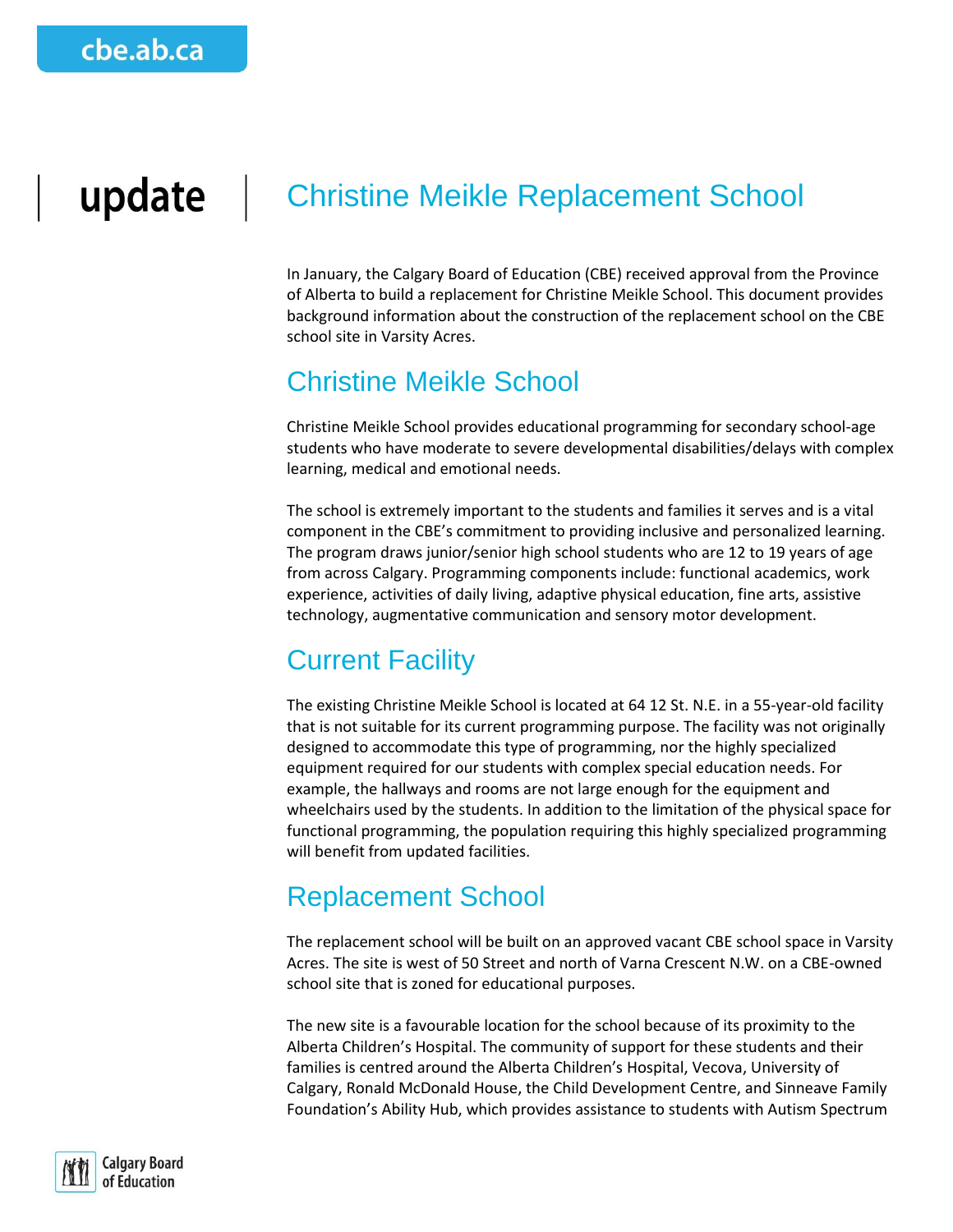# Christine Meikle Replacement School

In January, the Calgary Board of Education (CBE) received approval from the Province of Alberta to build a replacement for Christine Meikle School. This document provides background information about the construction of the replacement school on the CBE school site in Varsity Acres.

## Christine Meikle School

Christine Meikle School provides educational programming for secondary school-age students who have moderate to severe developmental disabilities/delays with complex learning, medical and emotional needs.

The school is extremely important to the students and families it serves and is a vital component in the CBE's commitment to providing inclusive and personalized learning. The program draws junior/senior high school students who are 12 to 19 years of age from across Calgary. Programming components include: functional academics, work experience, activities of daily living, adaptive physical education, fine arts, assistive technology, augmentative communication and sensory motor development.

## Current Facility

The existing Christine Meikle School is located at 64 12 St. N.E. in a 55-year-old facility that is not suitable for its current programming purpose. The facility was not originally designed to accommodate this type of programming, nor the highly specialized equipment required for our students with complex special education needs. For example, the hallways and rooms are not large enough for the equipment and wheelchairs used by the students. In addition to the limitation of the physical space for functional programming, the population requiring this highly specialized programming will benefit from updated facilities.

## Replacement School

The replacement school will be built on an approved vacant CBE school space in Varsity Acres. The site is west of 50 Street and north of Varna Crescent N.W. on a CBE-owned school site that is zoned for educational purposes.

The new site is a favourable location for the school because of its proximity to the Alberta Children's Hospital. The community of support for these students and their families is centred around the Alberta Children's Hospital, Vecova, University of Calgary, Ronald McDonald House, the Child Development Centre, and Sinneave Family Foundation's Ability Hub, which provides assistance to students with Autism Spectrum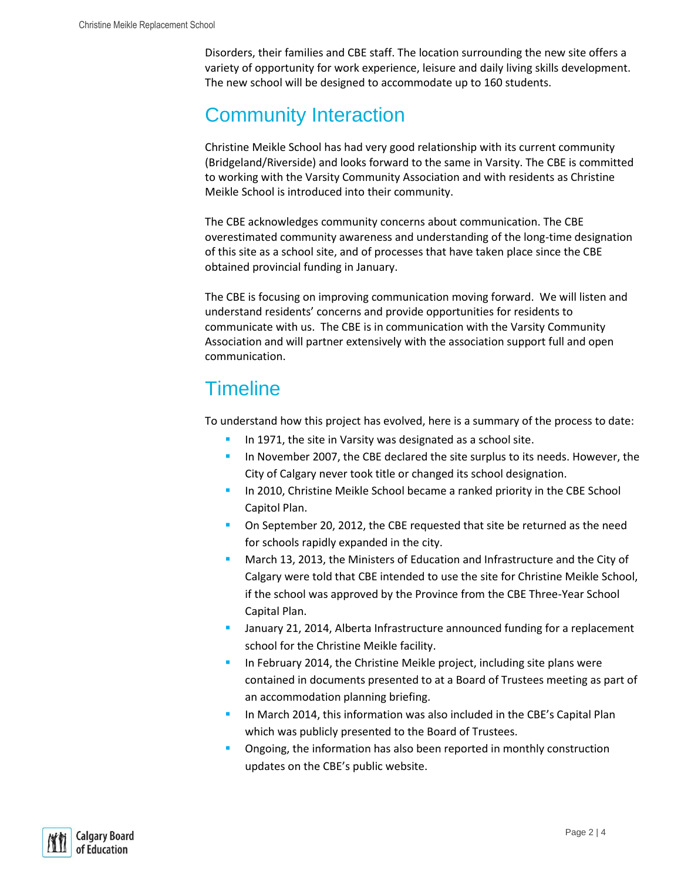Disorders, their families and CBE staff. The location surrounding the new site offers a variety of opportunity for work experience, leisure and daily living skills development. The new school will be designed to accommodate up to 160 students.

## Community Interaction

Christine Meikle School has had very good relationship with its current community (Bridgeland/Riverside) and looks forward to the same in Varsity. The CBE is committed to working with the Varsity Community Association and with residents as Christine Meikle School is introduced into their community.

The CBE acknowledges community concerns about communication. The CBE overestimated community awareness and understanding of the long-time designation of this site as a school site, and of processes that have taken place since the CBE obtained provincial funding in January.

The CBE is focusing on improving communication moving forward. We will listen and understand residents' concerns and provide opportunities for residents to communicate with us. The CBE is in communication with the Varsity Community Association and will partner extensively with the association support full and open communication.

## Timeline

To understand how this project has evolved, here is a summary of the process to date:

- In 1971, the site in Varsity was designated as a school site.
- In November 2007, the CBE declared the site surplus to its needs. However, the City of Calgary never took title or changed its school designation.
- In 2010, Christine Meikle School became a ranked priority in the CBE School Capitol Plan.
- On September 20, 2012, the CBE requested that site be returned as the need for schools rapidly expanded in the city.
- March 13, 2013, the Ministers of Education and Infrastructure and the City of Calgary were told that CBE intended to use the site for Christine Meikle School, if the school was approved by the Province from the CBE Three-Year School Capital Plan.
- January 21, 2014, Alberta Infrastructure announced funding for a replacement school for the Christine Meikle facility.
- In February 2014, the Christine Meikle project, including site plans were contained in documents presented to at a Board of Trustees meeting as part of an accommodation planning briefing.
- In March 2014, this information was also included in the CBE's Capital Plan which was publicly presented to the Board of Trustees.
- Ongoing, the information has also been reported in monthly construction updates on the CBE's public website.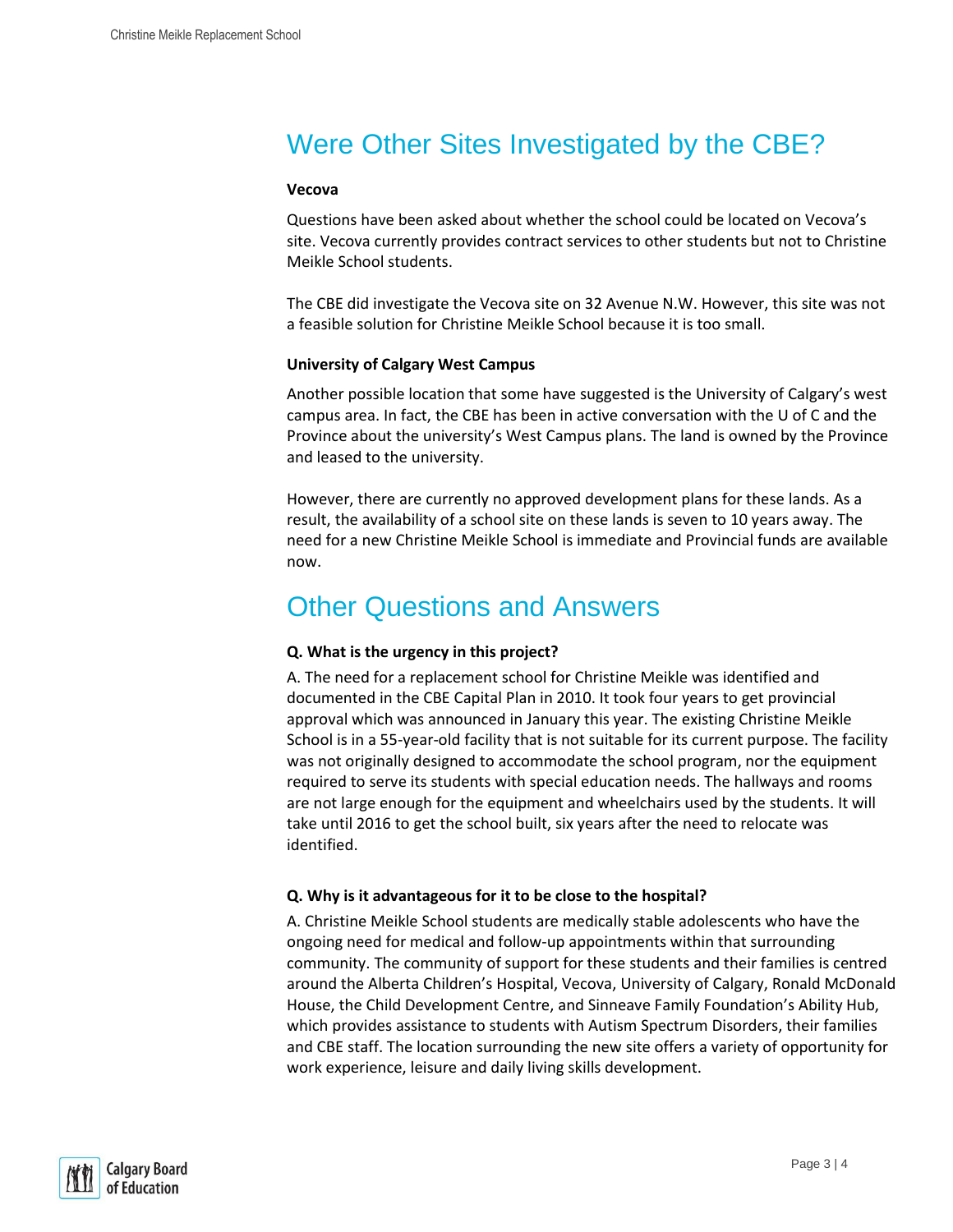## Were Other Sites Investigated by the CBE?

**Vecova**

Questions have been asked about whether the school could be located on Vecova's site. Vecova currently provides contract services to other students but not to Christine Meikle School students.

The CBE did investigate the Vecova site on 32 Avenue N.W. However, this site was not a feasible solution for Christine Meikle School because it is too small.

**University of Calgary West Campus**

Another possible location that some have suggested is the University of Calgary's west campus area. In fact, the CBE has been in active conversation with the U of C and the Province about the university's West Campus plans. The land is owned by the Province and leased to the university.

However, there are currently no approved development plans for these lands. As a result, the availability of a school site on these lands is seven to 10 years away. The need for a new Christine Meikle School is immediate and Provincial funds are available now.

## Other Questions and Answers

**Q. What is the urgency in this project?**

A. The need for a replacement school for Christine Meikle was identified and documented in the CBE Capital Plan in 2010. It took four years to get provincial approval which was announced in January this year. The existing Christine Meikle School is in a 55-year-old facility that is not suitable for its current purpose. The facility was not originally designed to accommodate the school program, nor the equipment required to serve its students with special education needs. The hallways and rooms are not large enough for the equipment and wheelchairs used by the students. It will take until 2016 to get the school built, six years after the need to relocate was identified.

**Q. Why is it advantageous for it to be close to the hospital?**

A. Christine Meikle School students are medically stable adolescents who have the ongoing need for medical and follow-up appointments within that surrounding community. The community of support for these students and their families is centred around the Alberta Children's Hospital, Vecova, University of Calgary, Ronald McDonald House, the Child Development Centre, and Sinneave Family Foundation's Ability Hub, which provides assistance to students with Autism Spectrum Disorders, their families and CBE staff. The location surrounding the new site offers a variety of opportunity for work experience, leisure and daily living skills development.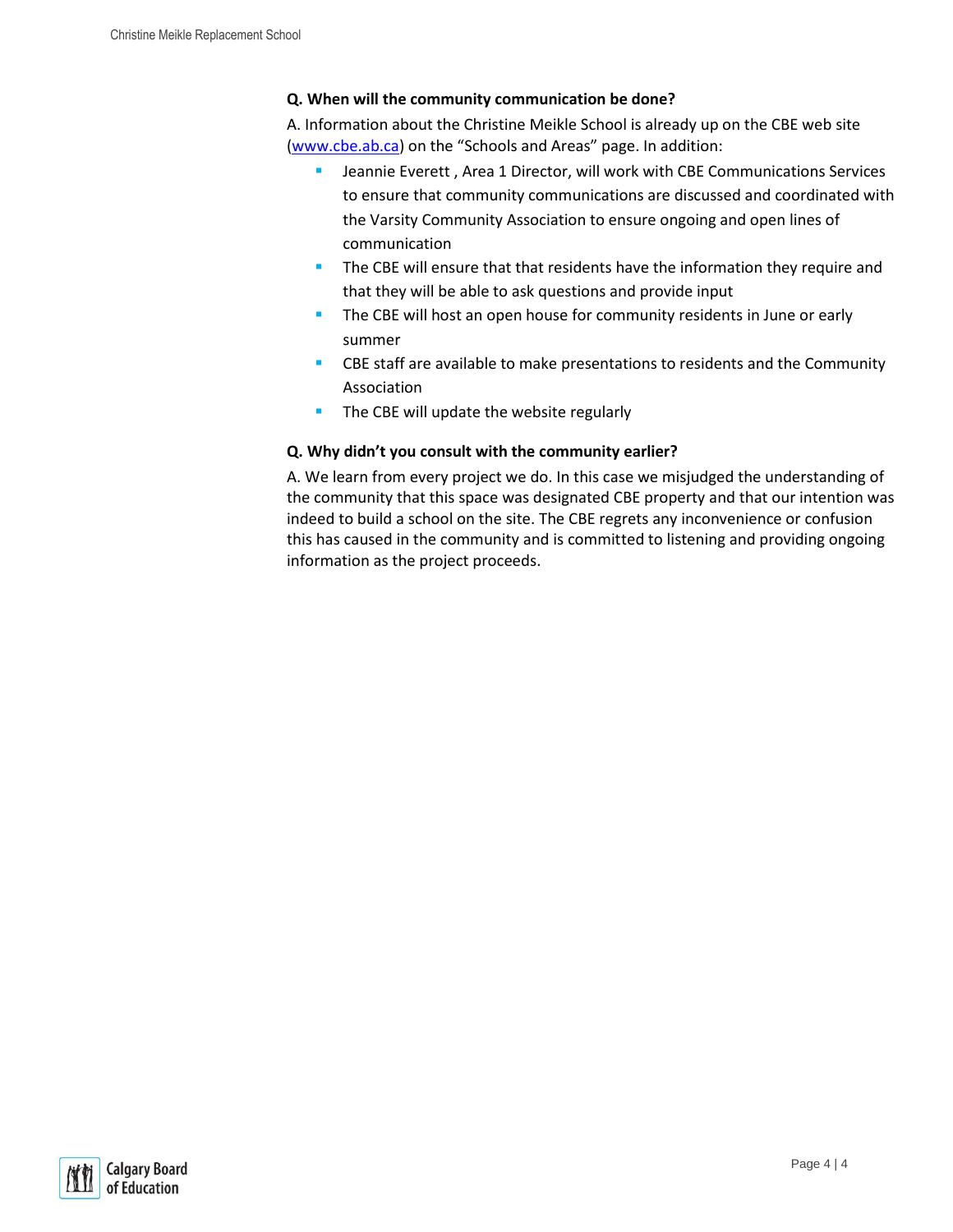**Q. When will the community communication be done?**

A. Information about the Christine Meikle School is already up on the CBE web site (www.cbe.ab.ca) on the "Schools and Areas" page. In addition:

- Jeannie Everett , Area 1 Director, will work with CBE Communications Services to ensure that community communications are discussed and coordinated with the Varsity Community Association to ensure ongoing and open lines of communication
- The CBE will ensure that that residents have the information they require and that they will be able to ask questions and provide input
- The CBE will host an open house for community residents in June or early summer
- CBE staff are available to make presentations to residents and the Community Association
- The CBE will update the website regularly

**Q. Why didn't you consult with the community earlier?**

A. We learn from every project we do. In this case we misjudged the understanding of the community that this space was designated CBE property and that our intention was indeed to build a school on the site. The CBE regrets any inconvenience or confusion this has caused in the community and is committed to listening and providing ongoing information as the project proceeds.